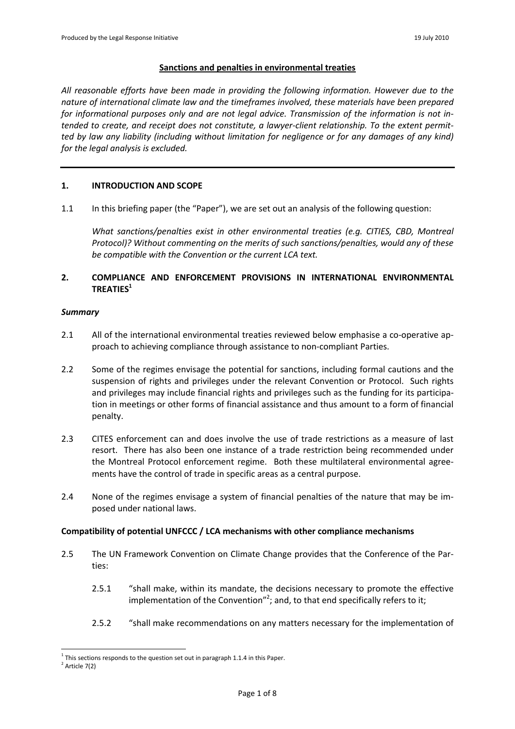**Sanctions and penalties in environmental treaties**

*All reasonable efforts have been made in providing the following information. However due to the nature of international climate law and the timeframes involved, these materials have been prepared for informational purposes only and are not legal advice. Transmission of the information is not intended to create, and receipt does not constitute, a lawyer-client relationship. To the extent permitted by law any liability (including without limitation for negligence or for any damages of any kind) for the legal analysis is excluded.*

---

## 1. INTRODUCTION AND SCOPE

1.1 In this briefing paper (the "Paper"), we are set out an analysis of the following question:

*What sanctions/penalties exist in other environmental treaties (e.g. CITIES, CBD, Montreal Protocol)? Without commenting on the merits of such sanctions/penalties, would any of these be compatible with the Convention or the current LCA text.*

## 2. COMPLIANCE AND ENFORCEMENT PROVISIONS IN INTERNATIONAL ENVIRONMENTAL TREATIES[1]

***Summary***

2.1 All of the international environmental treaties reviewed below emphasise a co-operative approach to achieving compliance through assistance to non-compliant Parties.

2.2 Some of the regimes envisage the potential for sanctions, including formal cautions and the suspension of rights and privileges under the relevant Convention or Protocol. Such rights and privileges may include financial rights and privileges such as the funding for its participation in meetings or other forms of financial assistance and thus amount to a form of financial penalty.

2.3 CITES enforcement can and does involve the use of trade restrictions as a measure of last resort. There has also been one instance of a trade restriction being recommended under the Montreal Protocol enforcement regime. Both these multilateral environmental agreements have the control of trade in specific areas as a central purpose.

2.4 None of the regimes envisage a system of financial penalties of the nature that may be imposed under national laws.

**Compatibility of potential UNFCCC / LCA mechanisms with other compliance mechanisms**

2.5 The UN Framework Convention on Climate Change provides that the Conference of the Parties:

2.5.1 "shall make, within its mandate, the decisions necessary to promote the effective implementation of the Convention"[2]; and, to that end specifically refers to it;

2.5.2 "shall make recommendations on any matters necessary for the implementation of

---

[1] This sections responds to the question set out in paragraph 1.1.4 in this Paper.

[2] Article 7(2)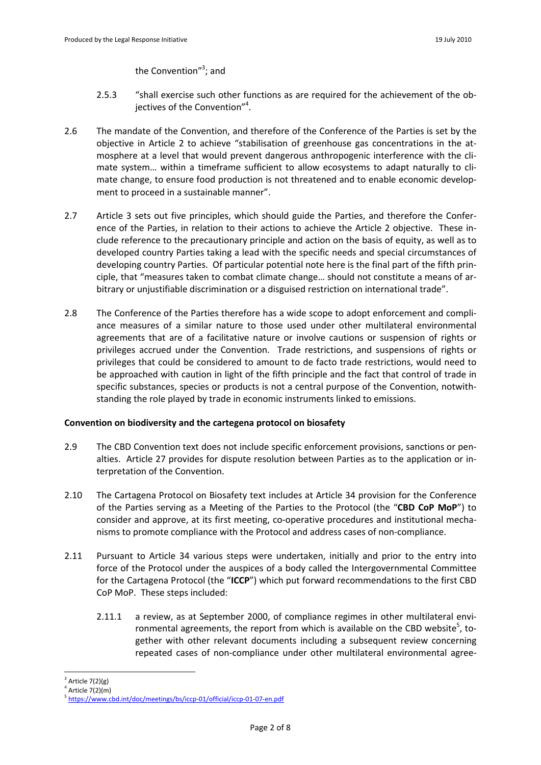the Convention”[3]; and

2.5.3 “shall exercise such other functions as are required for the achievement of the objectives of the Convention”[4].

2.6 The mandate of the Convention, and therefore of the Conference of the Parties is set by the objective in Article 2 to achieve “stabilisation of greenhouse gas concentrations in the atmosphere at a level that would prevent dangerous anthropogenic interference with the climate system… within a timeframe sufficient to allow ecosystems to adapt naturally to climate change, to ensure food production is not threatened and to enable economic development to proceed in a sustainable manner”.

2.7 Article 3 sets out five principles, which should guide the Parties, and therefore the Conference of the Parties, in relation to their actions to achieve the Article 2 objective. These include reference to the precautionary principle and action on the basis of equity, as well as to developed country Parties taking a lead with the specific needs and special circumstances of developing country Parties. Of particular potential note here is the final part of the fifth principle, that “measures taken to combat climate change… should not constitute a means of arbitrary or unjustifiable discrimination or a disguised restriction on international trade”.

2.8 The Conference of the Parties therefore has a wide scope to adopt enforcement and compliance measures of a similar nature to those used under other multilateral environmental agreements that are of a facilitative nature or involve cautions or suspension of rights or privileges accrued under the Convention. Trade restrictions, and suspensions of rights or privileges that could be considered to amount to de facto trade restrictions, would need to be approached with caution in light of the fifth principle and the fact that control of trade in specific substances, species or products is not a central purpose of the Convention, notwithstanding the role played by trade in economic instruments linked to emissions.

**Convention on biodiversity and the cartegena protocol on biosafety**

2.9 The CBD Convention text does not include specific enforcement provisions, sanctions or penalties. Article 27 provides for dispute resolution between Parties as to the application or interpretation of the Convention.

2.10 The Cartagena Protocol on Biosafety text includes at Article 34 provision for the Conference of the Parties serving as a Meeting of the Parties to the Protocol (the “**CBD CoP MoP**”) to consider and approve, at its first meeting, co-operative procedures and institutional mechanisms to promote compliance with the Protocol and address cases of non-compliance.

2.11 Pursuant to Article 34 various steps were undertaken, initially and prior to the entry into force of the Protocol under the auspices of a body called the Intergovernmental Committee for the Cartagena Protocol (the “**ICCP**”) which put forward recommendations to the first CBD CoP MoP. These steps included:

2.11.1 a review, as at September 2000, of compliance regimes in other multilateral environmental agreements, the report from which is available on the CBD website[5], together with other relevant documents including a subsequent review concerning repeated cases of non-compliance under other multilateral environmental agree-

---

[3] Article 7(2)(g)

[4] Article 7(2)(m)

[5] https://www.cbd.int/doc/meetings/bs/iccp-01/official/iccp-01-07-en.pdf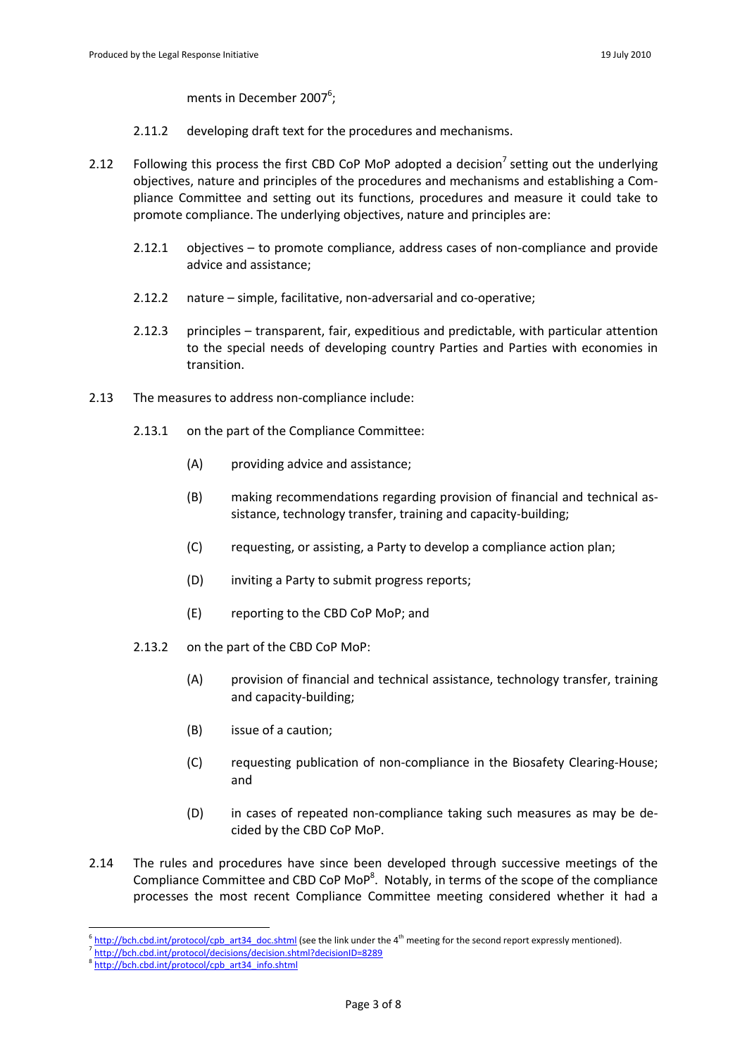ments in December 2007[6];

2.11.2 developing draft text for the procedures and mechanisms.

2.12 Following this process the first CBD CoP MoP adopted a decision[7] setting out the underlying objectives, nature and principles of the procedures and mechanisms and establishing a Compliance Committee and setting out its functions, procedures and measure it could take to promote compliance. The underlying objectives, nature and principles are:

2.12.1 objectives – to promote compliance, address cases of non-compliance and provide advice and assistance;

2.12.2 nature – simple, facilitative, non-adversarial and co-operative;

2.12.3 principles – transparent, fair, expeditious and predictable, with particular attention to the special needs of developing country Parties and Parties with economies in transition.

2.13 The measures to address non-compliance include:

2.13.1 on the part of the Compliance Committee:

(A) providing advice and assistance;

(B) making recommendations regarding provision of financial and technical assistance, technology transfer, training and capacity-building;

(C) requesting, or assisting, a Party to develop a compliance action plan;

(D) inviting a Party to submit progress reports;

(E) reporting to the CBD CoP MoP; and

2.13.2 on the part of the CBD CoP MoP:

(A) provision of financial and technical assistance, technology transfer, training and capacity-building;

(B) issue of a caution;

(C) requesting publication of non-compliance in the Biosafety Clearing-House; and

(D) in cases of repeated non-compliance taking such measures as may be decided by the CBD CoP MoP.

2.14 The rules and procedures have since been developed through successive meetings of the Compliance Committee and CBD CoP MoP[8]. Notably, in terms of the scope of the compliance processes the most recent Compliance Committee meeting considered whether it had a

---

[6] http://bch.cbd.int/protocol/cpb_art34_doc.shtml (see the link under the 4th meeting for the second report expressly mentioned).

[7] http://bch.cbd.int/protocol/decisions/decision.shtml?decisionID=8289

[8] http://bch.cbd.int/protocol/cpb_art34_info.shtml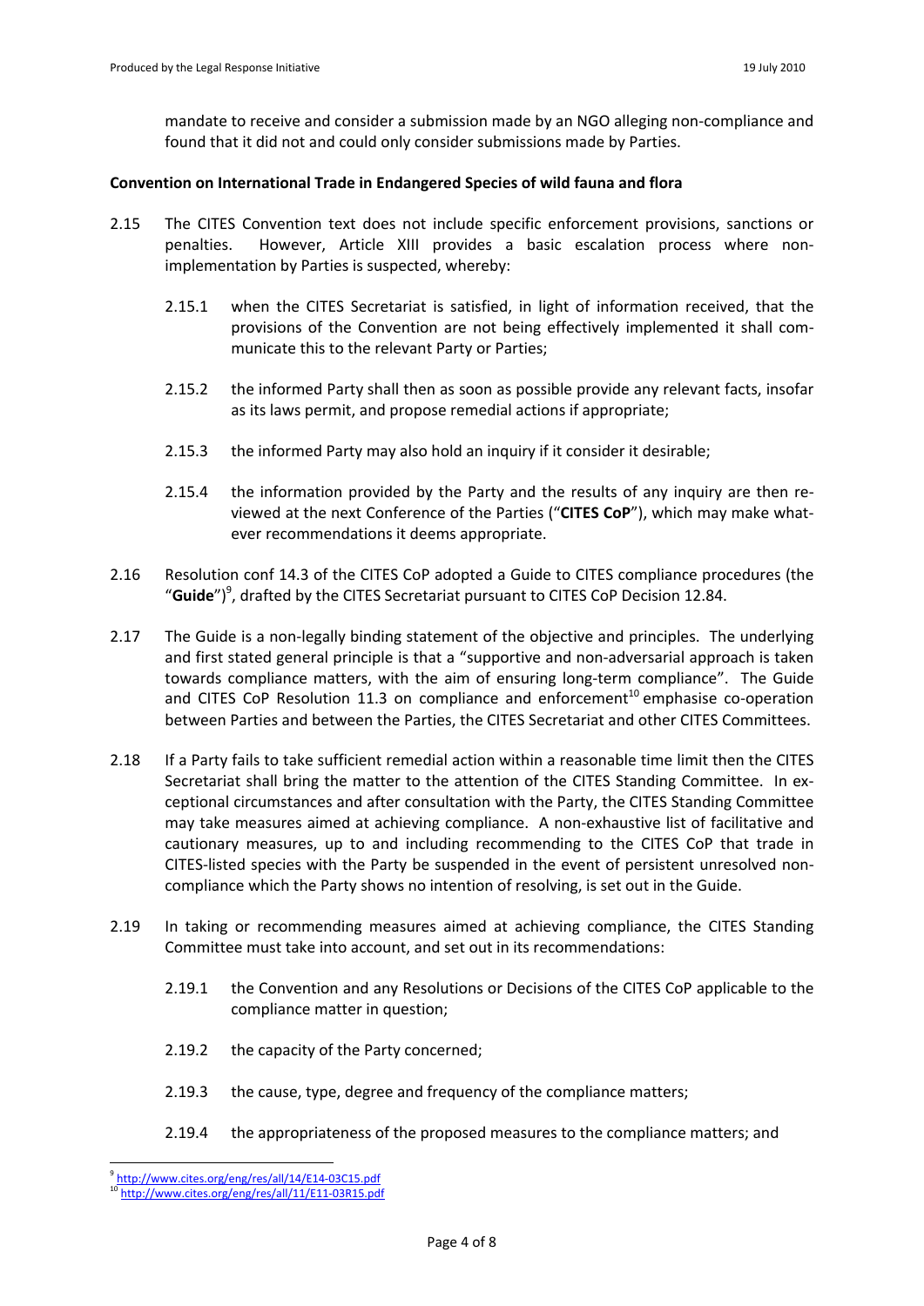mandate to receive and consider a submission made by an NGO alleging non-compliance and found that it did not and could only consider submissions made by Parties.

**Convention on International Trade in Endangered Species of wild fauna and flora**

2.15 The CITES Convention text does not include specific enforcement provisions, sanctions or penalties. However, Article XIII provides a basic escalation process where non-implementation by Parties is suspected, whereby:

2.15.1 when the CITES Secretariat is satisfied, in light of information received, that the provisions of the Convention are not being effectively implemented it shall communicate this to the relevant Party or Parties;

2.15.2 the informed Party shall then as soon as possible provide any relevant facts, insofar as its laws permit, and propose remedial actions if appropriate;

2.15.3 the informed Party may also hold an inquiry if it consider it desirable;

2.15.4 the information provided by the Party and the results of any inquiry are then reviewed at the next Conference of the Parties ("**CITES CoP**"), which may make whatever recommendations it deems appropriate.

2.16 Resolution conf 14.3 of the CITES CoP adopted a Guide to CITES compliance procedures (the "**Guide**")[9], drafted by the CITES Secretariat pursuant to CITES CoP Decision 12.84.

2.17 The Guide is a non-legally binding statement of the objective and principles. The underlying and first stated general principle is that a "supportive and non-adversarial approach is taken towards compliance matters, with the aim of ensuring long-term compliance". The Guide and CITES CoP Resolution 11.3 on compliance and enforcement[10] emphasise co-operation between Parties and between the Parties, the CITES Secretariat and other CITES Committees.

2.18 If a Party fails to take sufficient remedial action within a reasonable time limit then the CITES Secretariat shall bring the matter to the attention of the CITES Standing Committee. In exceptional circumstances and after consultation with the Party, the CITES Standing Committee may take measures aimed at achieving compliance. A non-exhaustive list of facilitative and cautionary measures, up to and including recommending to the CITES CoP that trade in CITES-listed species with the Party be suspended in the event of persistent unresolved non-compliance which the Party shows no intention of resolving, is set out in the Guide.

2.19 In taking or recommending measures aimed at achieving compliance, the CITES Standing Committee must take into account, and set out in its recommendations:

2.19.1 the Convention and any Resolutions or Decisions of the CITES CoP applicable to the compliance matter in question;

2.19.2 the capacity of the Party concerned;

2.19.3 the cause, type, degree and frequency of the compliance matters;

2.19.4 the appropriateness of the proposed measures to the compliance matters; and

[9] http://www.cites.org/eng/res/all/14/E14-03C15.pdf

[10] http://www.cites.org/eng/res/all/11/E11-03R15.pdf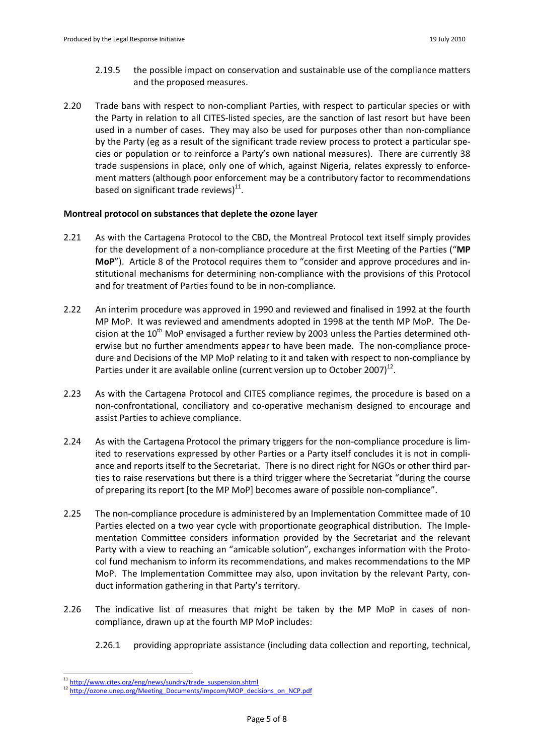2.19.5 the possible impact on conservation and sustainable use of the compliance matters and the proposed measures.

2.20 Trade bans with respect to non-compliant Parties, with respect to particular species or with the Party in relation to all CITES-listed species, are the sanction of last resort but have been used in a number of cases. They may also be used for purposes other than non-compliance by the Party (eg as a result of the significant trade review process to protect a particular species or population or to reinforce a Party's own national measures). There are currently 38 trade suspensions in place, only one of which, against Nigeria, relates expressly to enforcement matters (although poor enforcement may be a contributory factor to recommendations based on significant trade reviews)[11].

**Montreal protocol on substances that deplete the ozone layer**

2.21 As with the Cartagena Protocol to the CBD, the Montreal Protocol text itself simply provides for the development of a non-compliance procedure at the first Meeting of the Parties ("**MP MoP**"). Article 8 of the Protocol requires them to "consider and approve procedures and institutional mechanisms for determining non-compliance with the provisions of this Protocol and for treatment of Parties found to be in non-compliance.

2.22 An interim procedure was approved in 1990 and reviewed and finalised in 1992 at the fourth MP MoP. It was reviewed and amendments adopted in 1998 at the tenth MP MoP. The Decision at the 10th MoP envisaged a further review by 2003 unless the Parties determined otherwise but no further amendments appear to have been made. The non-compliance procedure and Decisions of the MP MoP relating to it and taken with respect to non-compliance by Parties under it are available online (current version up to October 2007)[12].

2.23 As with the Cartagena Protocol and CITES compliance regimes, the procedure is based on a non-confrontational, conciliatory and co-operative mechanism designed to encourage and assist Parties to achieve compliance.

2.24 As with the Cartagena Protocol the primary triggers for the non-compliance procedure is limited to reservations expressed by other Parties or a Party itself concludes it is not in compliance and reports itself to the Secretariat. There is no direct right for NGOs or other third parties to raise reservations but there is a third trigger where the Secretariat "during the course of preparing its report [to the MP MoP] becomes aware of possible non-compliance".

2.25 The non-compliance procedure is administered by an Implementation Committee made of 10 Parties elected on a two year cycle with proportionate geographical distribution. The Implementation Committee considers information provided by the Secretariat and the relevant Party with a view to reaching an "amicable solution", exchanges information with the Protocol fund mechanism to inform its recommendations, and makes recommendations to the MP MoP. The Implementation Committee may also, upon invitation by the relevant Party, conduct information gathering in that Party's territory.

2.26 The indicative list of measures that might be taken by the MP MoP in cases of non-compliance, drawn up at the fourth MP MoP includes:

2.26.1 providing appropriate assistance (including data collection and reporting, technical,

[11] http://www.cites.org/eng/news/sundry/trade_suspension.shtml

[12] http://ozone.unep.org/Meeting_Documents/impcom/MOP_decisions_on_NCP.pdf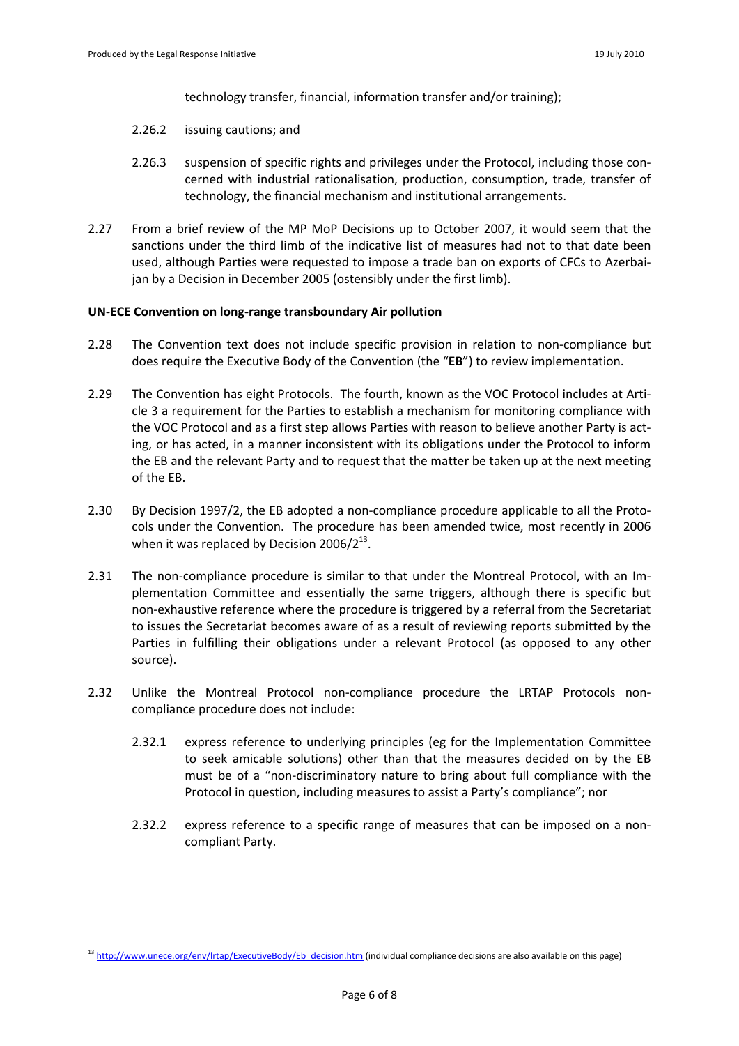technology transfer, financial, information transfer and/or training);

2.26.2 issuing cautions; and

2.26.3 suspension of specific rights and privileges under the Protocol, including those concerned with industrial rationalisation, production, consumption, trade, transfer of technology, the financial mechanism and institutional arrangements.

2.27 From a brief review of the MP MoP Decisions up to October 2007, it would seem that the sanctions under the third limb of the indicative list of measures had not to that date been used, although Parties were requested to impose a trade ban on exports of CFCs to Azerbaijan by a Decision in December 2005 (ostensibly under the first limb).

**UN-ECE Convention on long-range transboundary Air pollution**

2.28 The Convention text does not include specific provision in relation to non-compliance but does require the Executive Body of the Convention (the "**EB**") to review implementation.

2.29 The Convention has eight Protocols. The fourth, known as the VOC Protocol includes at Article 3 a requirement for the Parties to establish a mechanism for monitoring compliance with the VOC Protocol and as a first step allows Parties with reason to believe another Party is acting, or has acted, in a manner inconsistent with its obligations under the Protocol to inform the EB and the relevant Party and to request that the matter be taken up at the next meeting of the EB.

2.30 By Decision 1997/2, the EB adopted a non-compliance procedure applicable to all the Protocols under the Convention. The procedure has been amended twice, most recently in 2006 when it was replaced by Decision 2006/2[13].

2.31 The non-compliance procedure is similar to that under the Montreal Protocol, with an Implementation Committee and essentially the same triggers, although there is specific but non-exhaustive reference where the procedure is triggered by a referral from the Secretariat to issues the Secretariat becomes aware of as a result of reviewing reports submitted by the Parties in fulfilling their obligations under a relevant Protocol (as opposed to any other source).

2.32 Unlike the Montreal Protocol non-compliance procedure the LRTAP Protocols non-compliance procedure does not include:

2.32.1 express reference to underlying principles (eg for the Implementation Committee to seek amicable solutions) other than that the measures decided on by the EB must be of a "non-discriminatory nature to bring about full compliance with the Protocol in question, including measures to assist a Party's compliance"; nor

2.32.2 express reference to a specific range of measures that can be imposed on a non-compliant Party.

[13] http://www.unece.org/env/lrtap/ExecutiveBody/Eb_decision.htm (individual compliance decisions are also available on this page)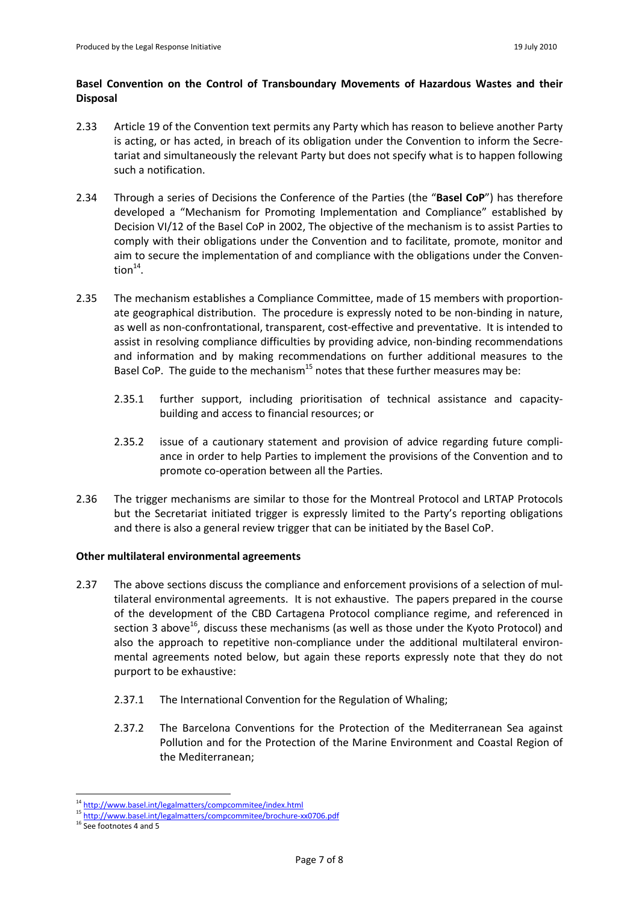**Basel Convention on the Control of Transboundary Movements of Hazardous Wastes and their Disposal**

2.33 Article 19 of the Convention text permits any Party which has reason to believe another Party is acting, or has acted, in breach of its obligation under the Convention to inform the Secretariat and simultaneously the relevant Party but does not specify what is to happen following such a notification.

2.34 Through a series of Decisions the Conference of the Parties (the "**Basel CoP**") has therefore developed a "Mechanism for Promoting Implementation and Compliance" established by Decision VI/12 of the Basel CoP in 2002, The objective of the mechanism is to assist Parties to comply with their obligations under the Convention and to facilitate, promote, monitor and aim to secure the implementation of and compliance with the obligations under the Convention[14].

2.35 The mechanism establishes a Compliance Committee, made of 15 members with proportionate geographical distribution. The procedure is expressly noted to be non-binding in nature, as well as non-confrontational, transparent, cost-effective and preventative. It is intended to assist in resolving compliance difficulties by providing advice, non-binding recommendations and information and by making recommendations on further additional measures to the Basel CoP. The guide to the mechanism[15] notes that these further measures may be:

2.35.1 further support, including prioritisation of technical assistance and capacity-building and access to financial resources; or

2.35.2 issue of a cautionary statement and provision of advice regarding future compliance in order to help Parties to implement the provisions of the Convention and to promote co-operation between all the Parties.

2.36 The trigger mechanisms are similar to those for the Montreal Protocol and LRTAP Protocols but the Secretariat initiated trigger is expressly limited to the Party's reporting obligations and there is also a general review trigger that can be initiated by the Basel CoP.

**Other multilateral environmental agreements**

2.37 The above sections discuss the compliance and enforcement provisions of a selection of multilateral environmental agreements. It is not exhaustive. The papers prepared in the course of the development of the CBD Cartagena Protocol compliance regime, and referenced in section 3 above[16], discuss these mechanisms (as well as those under the Kyoto Protocol) and also the approach to repetitive non-compliance under the additional multilateral environmental agreements noted below, but again these reports expressly note that they do not purport to be exhaustive:

2.37.1 The International Convention for the Regulation of Whaling;

2.37.2 The Barcelona Conventions for the Protection of the Mediterranean Sea against Pollution and for the Protection of the Marine Environment and Coastal Region of the Mediterranean;

---

[14] http://www.basel.int/legalmatters/compcommitee/index.html

[15] http://www.basel.int/legalmatters/compcommitee/brochure-xx0706.pdf

[16] See footnotes 4 and 5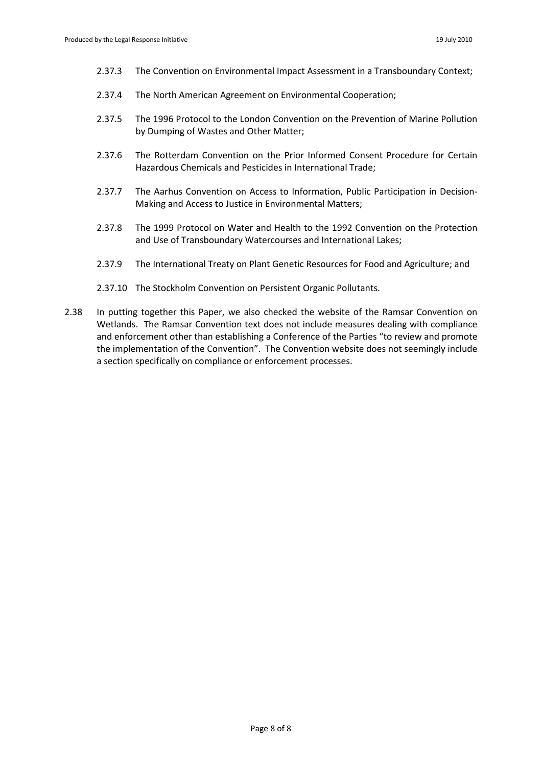2.37.3 The Convention on Environmental Impact Assessment in a Transboundary Context;

2.37.4 The North American Agreement on Environmental Cooperation;

2.37.5 The 1996 Protocol to the London Convention on the Prevention of Marine Pollution by Dumping of Wastes and Other Matter;

2.37.6 The Rotterdam Convention on the Prior Informed Consent Procedure for Certain Hazardous Chemicals and Pesticides in International Trade;

2.37.7 The Aarhus Convention on Access to Information, Public Participation in Decision-Making and Access to Justice in Environmental Matters;

2.37.8 The 1999 Protocol on Water and Health to the 1992 Convention on the Protection and Use of Transboundary Watercourses and International Lakes;

2.37.9 The International Treaty on Plant Genetic Resources for Food and Agriculture; and

2.37.10 The Stockholm Convention on Persistent Organic Pollutants.

2.38 In putting together this Paper, we also checked the website of the Ramsar Convention on Wetlands. The Ramsar Convention text does not include measures dealing with compliance and enforcement other than establishing a Conference of the Parties "to review and promote the implementation of the Convention". The Convention website does not seemingly include a section specifically on compliance or enforcement processes.